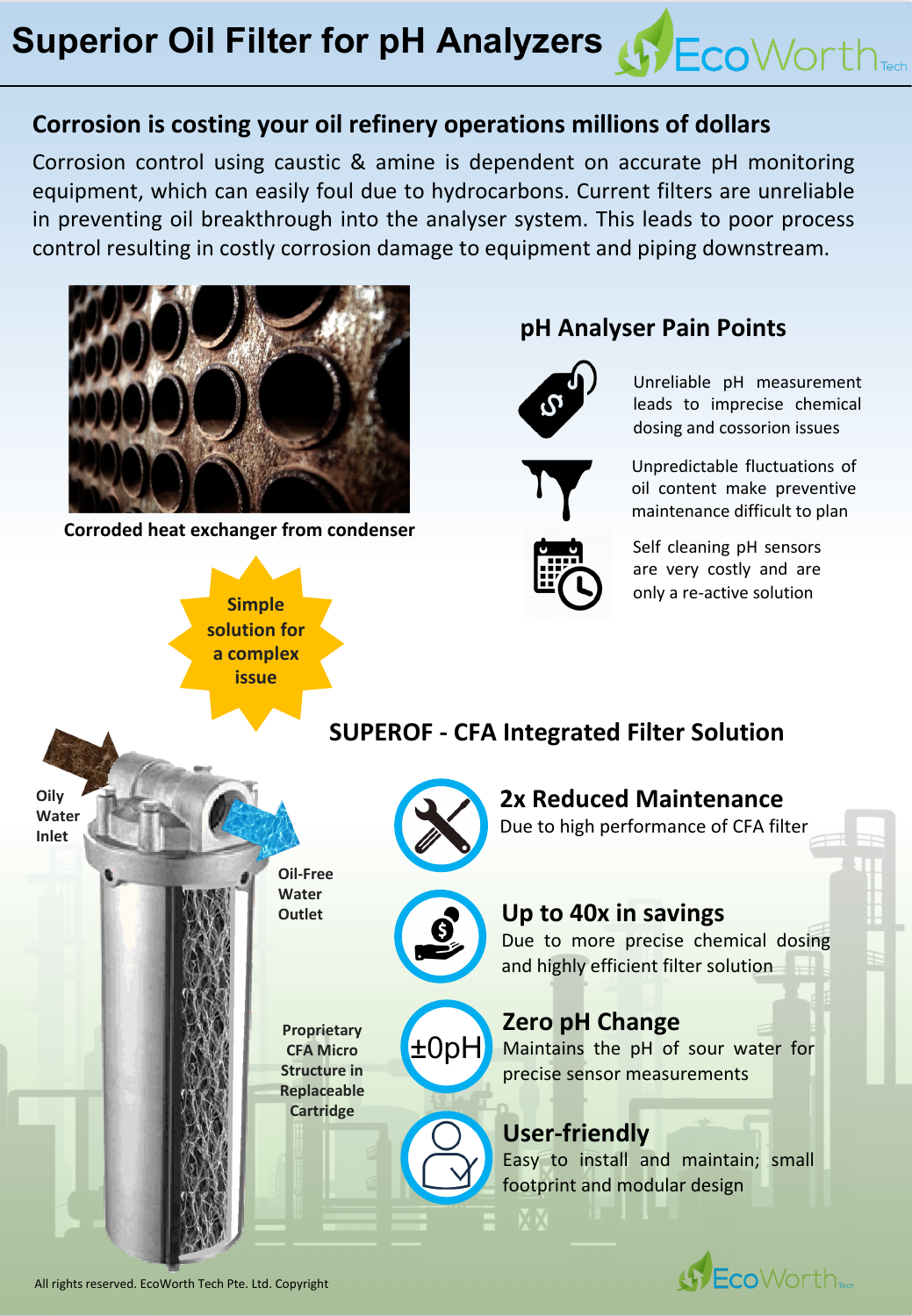# Superior Oil Filter for pH Analyzers

EcoWorth Tech

## Corrosion is costing your oil refinery operations millions of dollars

Corrosion control using caustic & amine is dependent on accurate pH monitoring equipment, which can easily foul due to hydrocarbons. Current filters are unreliable in preventing oil breakthrough into the analyser system. This leads to poor process control resulting in costly corrosion damage to equipment and piping downstream.

Corroded heat exchanger from condenser

## pH Analyser Pain Points

- Unreliable pH measurement leads to imprecise chemical dosing and cossorion issues
- Unpredictable fluctuations of oil content make preventive maintenance difficult to plan
- Self cleaning pH sensors are very costly and are only a re-active solution

**Simple solution for a complex issue**

## SUPEROF - CFA Integrated Filter Solution

Oily Water Inlet

Oil-Free Water Outlet

Proprietary CFA Micro Structure in Replaceable Cartridge

### 2x Reduced Maintenance

Due to high performance of CFA filter

### Up to 40x in savings

Due to more precise chemical dosing and highly efficient filter solution

### Zero pH Change

±0pH

Maintains the pH of sour water for precise sensor measurements

### User-friendly

Easy to install and maintain; small footprint and modular design

All rights reserved. EcoWorth Tech Pte. Ltd. Copyright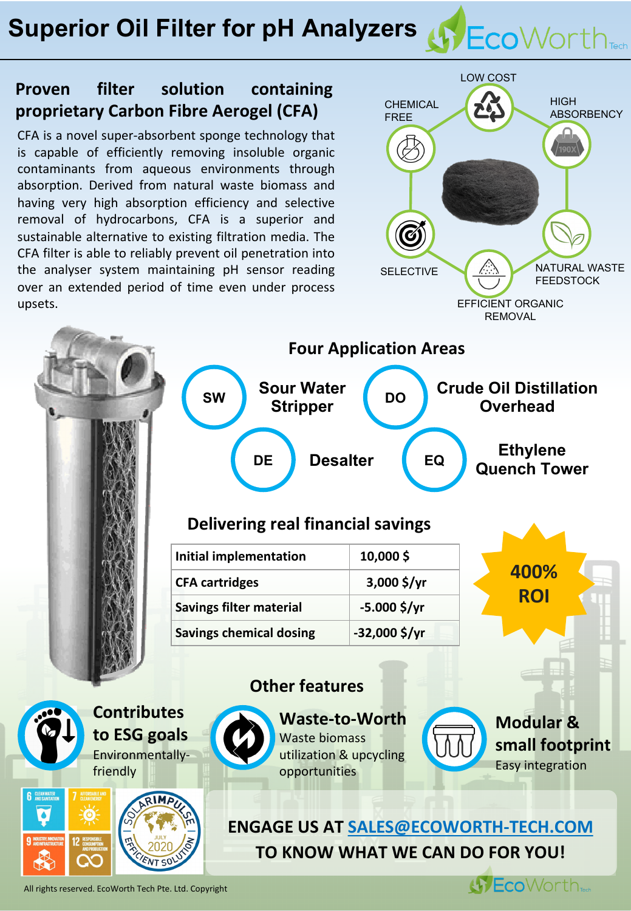# Superior Oil Filter for pH Analyzers

EcoWorth Tech

## Proven filter solution containing proprietary Carbon Fibre Aerogel (CFA)

CFA is a novel super-absorbent sponge technology that is capable of efficiently removing insoluble organic contaminants from aqueous environments through absorption. Derived from natural waste biomass and having very high absorption efficiency and selective removal of hydrocarbons, CFA is a superior and sustainable alternative to existing filtration media. The CFA filter is able to reliably prevent oil penetration into the analyser system maintaining pH sensor reading over an extended period of time even under process upsets.

LOW COST
HIGH ABSORBENCY
190X
NATURAL WASTE FEEDSTOCK
EFFICIENT ORGANIC REMOVAL
SELECTIVE
CHEMICAL FREE

## Four Application Areas

- **SW** – Sour Water Stripper
- **DO** – Crude Oil Distillation Overhead
- **DE** – Desalter
- **EQ** – Ethylene Quench Tower

## Delivering real financial savings

| | |
|---|---|
| Initial implementation | 10,000 $ |
| CFA cartridges | 3,000 $/yr |
| Savings filter material | -5.000 $/yr |
| Savings chemical dosing | -32,000 $/yr |

**400% ROI**

## Other features

**Contributes to ESG goals**
Environmentally-friendly

**Waste-to-Worth**
Waste biomass utilization & upcycling opportunities

**Modular & small footprint**
Easy integration

6 CLEAN WATER AND SANITATION
7 AFFORDABLE AND CLEAN ENERGY
9 INDUSTRY, INNOVATION AND INFRASTRUCTURE
12 RESPONSIBLE CONSUMPTION AND PRODUCTION

SOLARIMPULSE EFFICIENT SOLUTION JULY 2020

**ENGAGE US AT [SALES@ECOWORTH-TECH.COM](mailto:SALES@ECOWORTH-TECH.COM)**
**TO KNOW WHAT WE CAN DO FOR YOU!**

All rights reserved. EcoWorth Tech Pte. Ltd. Copyright